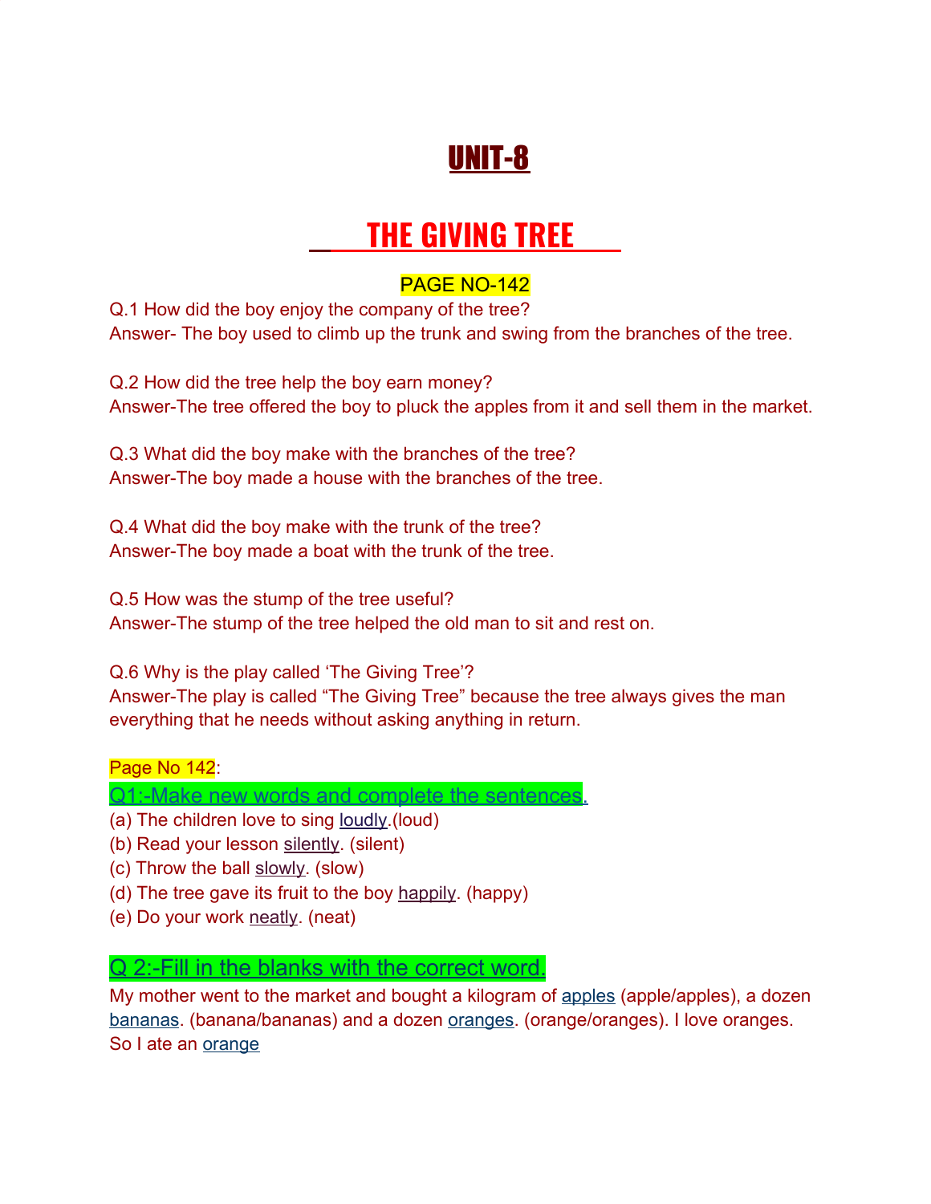# UNIT-8

# THE GIVING TREE

PAGE NO-142

Q.1 How did the boy enjoy the company of the tree?
Answer- The boy used to climb up the trunk and swing from the branches of the tree.

Q.2 How did the tree help the boy earn money?
Answer-The tree offered the boy to pluck the apples from it and sell them in the market.

Q.3 What did the boy make with the branches of the tree?
Answer-The boy made a house with the branches of the tree.

Q.4 What did the boy make with the trunk of the tree?
Answer-The boy made a boat with the trunk of the tree.

Q.5 How was the stump of the tree useful?
Answer-The stump of the tree helped the old man to sit and rest on.

Q.6 Why is the play called 'The Giving Tree'?
Answer-The play is called "The Giving Tree" because the tree always gives the man everything that he needs without asking anything in return.

Page No 142:

## Q1:-Make new words and complete the sentences.

(a) The children love to sing loudly.(loud)
(b) Read your lesson silently. (silent)
(c) Throw the ball slowly. (slow)
(d) The tree gave its fruit to the boy happily. (happy)
(e) Do your work neatly. (neat)

## Q 2:-Fill in the blanks with the correct word.

My mother went to the market and bought a kilogram of apples (apple/apples), a dozen bananas. (banana/bananas) and a dozen oranges. (orange/oranges). I love oranges. So I ate an orange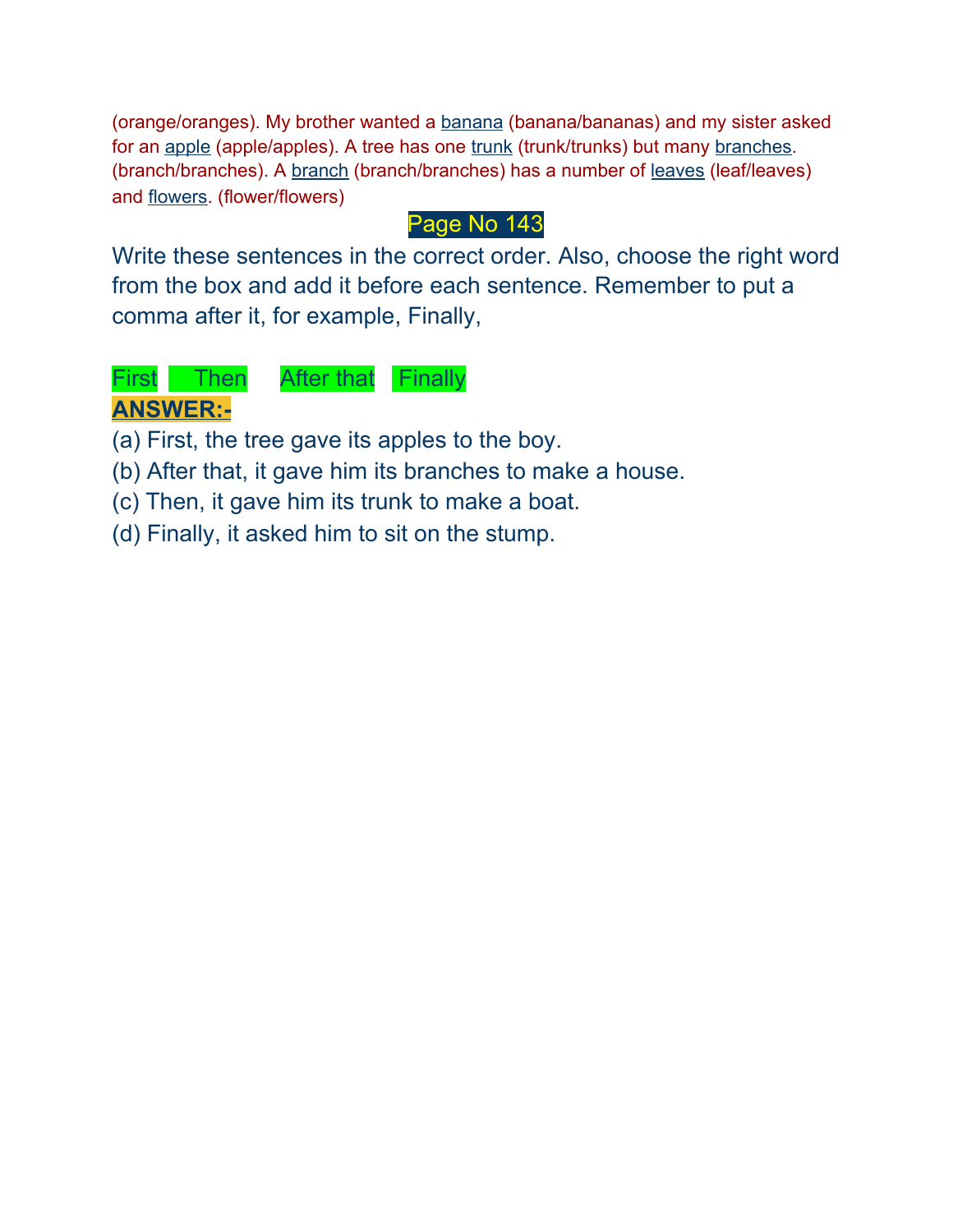(orange/oranges). My brother wanted a banana (banana/bananas) and my sister asked for an apple (apple/apples). A tree has one trunk (trunk/trunks) but many branches. (branch/branches). A branch (branch/branches) has a number of leaves (leaf/leaves) and flowers. (flower/flowers)

## Page No 143

Write these sentences in the correct order. Also, choose the right word from the box and add it before each sentence. Remember to put a comma after it, for example, Finally,

First Then After that Finally

**ANSWER:-**

(a) First, the tree gave its apples to the boy.

(b) After that, it gave him its branches to make a house.

(c) Then, it gave him its trunk to make a boat.

(d) Finally, it asked him to sit on the stump.